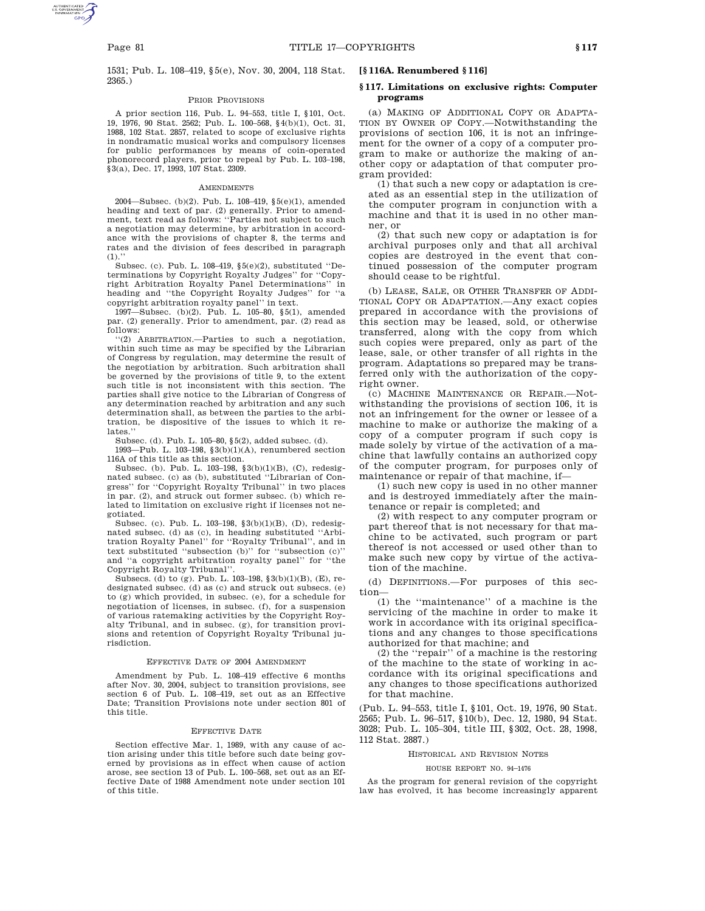1531; Pub. L. 108–419, §5(e), Nov. 30, 2004, 118 Stat. 2365.)

PRIOR PROVISIONS

A prior section 116, Pub. L. 94–553, title I, §101, Oct. 19, 1976, 90 Stat. 2562; Pub. L. 100–568, §4(b)(1), Oct. 31, 1988, 102 Stat. 2857, related to scope of exclusive rights in nondramatic musical works and compulsory licenses for public performances by means of coin-operated phonorecord players, prior to repeal by Pub. L. 103–198, §3(a), Dec. 17, 1993, 107 Stat. 2309.

AMENDMENTS

2004—Subsec. (b)(2). Pub. L. 108–419, §5(e)(1), amended heading and text of par. (2) generally. Prior to amendment, text read as follows: ''Parties not subject to such a negotiation may determine, by arbitration in accordance with the provisions of chapter 8, the terms and rates and the division of fees described in paragraph (1).''

Subsec. (c). Pub. L. 108–419, §5(e)(2), substituted ''Determinations by Copyright Royalty Judges'' for ''Copyright Arbitration Royalty Panel Determinations'' in heading and ''the Copyright Royalty Judges'' for ''a copyright arbitration royalty panel'' in text.

1997—Subsec. (b)(2). Pub. L. 105–80, §5(1), amended par. (2) generally. Prior to amendment, par. (2) read as follows:

''(2) ARBITRATION.—Parties to such a negotiation, within such time as may be specified by the Librarian of Congress by regulation, may determine the result of the negotiation by arbitration. Such arbitration shall be governed by the provisions of title 9, to the extent such title is not inconsistent with this section. The parties shall give notice to the Librarian of Congress of any determination reached by arbitration and any such determination shall, as between the parties to the arbitration, be dispositive of the issues to which it relates.''

Subsec. (d). Pub. L. 105–80, §5(2), added subsec. (d).

1993—Pub. L. 103–198, §3(b)(1)(A), renumbered section 116A of this title as this section.

Subsec. (b). Pub. L. 103–198, §3(b)(1)(B), (C), redesignated subsec. (c) as (b), substituted ''Librarian of Congress'' for ''Copyright Royalty Tribunal'' in two places in par. (2), and struck out former subsec. (b) which related to limitation on exclusive right if licenses not negotiated.

Subsec. (c). Pub. L. 103–198, §3(b)(1)(B), (D), redesignated subsec. (d) as (c), in heading substituted ''Arbitration Royalty Panel'' for ''Royalty Tribunal'', and in text substituted ''subsection (b)'' for ''subsection (c)'' and ''a copyright arbitration royalty panel'' for ''the Copyright Royalty Tribunal''.

Subsecs. (d) to (g). Pub. L. 103–198, §3(b)(1)(B), (E), redesignated subsec. (d) as (c) and struck out subsecs. (e) to (g) which provided, in subsec. (e), for a schedule for negotiation of licenses, in subsec. (f), for a suspension of various ratemaking activities by the Copyright Royalty Tribunal, and in subsec. (g), for transition provisions and retention of Copyright Royalty Tribunal jurisdiction.

EFFECTIVE DATE OF 2004 AMENDMENT

Amendment by Pub. L. 108–419 effective 6 months after Nov. 30, 2004, subject to transition provisions, see section 6 of Pub. L. 108–419, set out as an Effective Date; Transition Provisions note under section 801 of this title.

EFFECTIVE DATE

Section effective Mar. 1, 1989, with any cause of action arising under this title before such date being governed by provisions as in effect when cause of action arose, see section 13 of Pub. L. 100–568, set out as an Effective Date of 1988 Amendment note under section 101 of this title.

## [§116A. Renumbered §116]

## §117. Limitations on exclusive rights: Computer programs

(a) MAKING OF ADDITIONAL COPY OR ADAPTATION BY OWNER OF COPY.—Notwithstanding the provisions of section 106, it is not an infringement for the owner of a copy of a computer program to make or authorize the making of another copy or adaptation of that computer program provided:

(1) that such a new copy or adaptation is created as an essential step in the utilization of the computer program in conjunction with a machine and that it is used in no other manner, or

(2) that such new copy or adaptation is for archival purposes only and that all archival copies are destroyed in the event that continued possession of the computer program should cease to be rightful.

(b) LEASE, SALE, OR OTHER TRANSFER OF ADDITIONAL COPY OR ADAPTATION.—Any exact copies prepared in accordance with the provisions of this section may be leased, sold, or otherwise transferred, along with the copy from which such copies were prepared, only as part of the lease, sale, or other transfer of all rights in the program. Adaptations so prepared may be transferred only with the authorization of the copyright owner.

(c) MACHINE MAINTENANCE OR REPAIR.—Notwithstanding the provisions of section 106, it is not an infringement for the owner or lessee of a machine to make or authorize the making of a copy of a computer program if such copy is made solely by virtue of the activation of a machine that lawfully contains an authorized copy of the computer program, for purposes only of maintenance or repair of that machine, if—

(1) such new copy is used in no other manner and is destroyed immediately after the maintenance or repair is completed; and

(2) with respect to any computer program or part thereof that is not necessary for that machine to be activated, such program or part thereof is not accessed or used other than to make such new copy by virtue of the activation of the machine.

(d) DEFINITIONS.—For purposes of this section—

(1) the ''maintenance'' of a machine is the servicing of the machine in order to make it work in accordance with its original specifications and any changes to those specifications authorized for that machine; and

(2) the ''repair'' of a machine is the restoring of the machine to the state of working in accordance with its original specifications and any changes to those specifications authorized for that machine.

(Pub. L. 94–553, title I, §101, Oct. 19, 1976, 90 Stat. 2565; Pub. L. 96–517, §10(b), Dec. 12, 1980, 94 Stat. 3028; Pub. L. 105–304, title III, §302, Oct. 28, 1998, 112 Stat. 2887.)

HISTORICAL AND REVISION NOTES

HOUSE REPORT NO. 94–1476

As the program for general revision of the copyright law has evolved, it has become increasingly apparent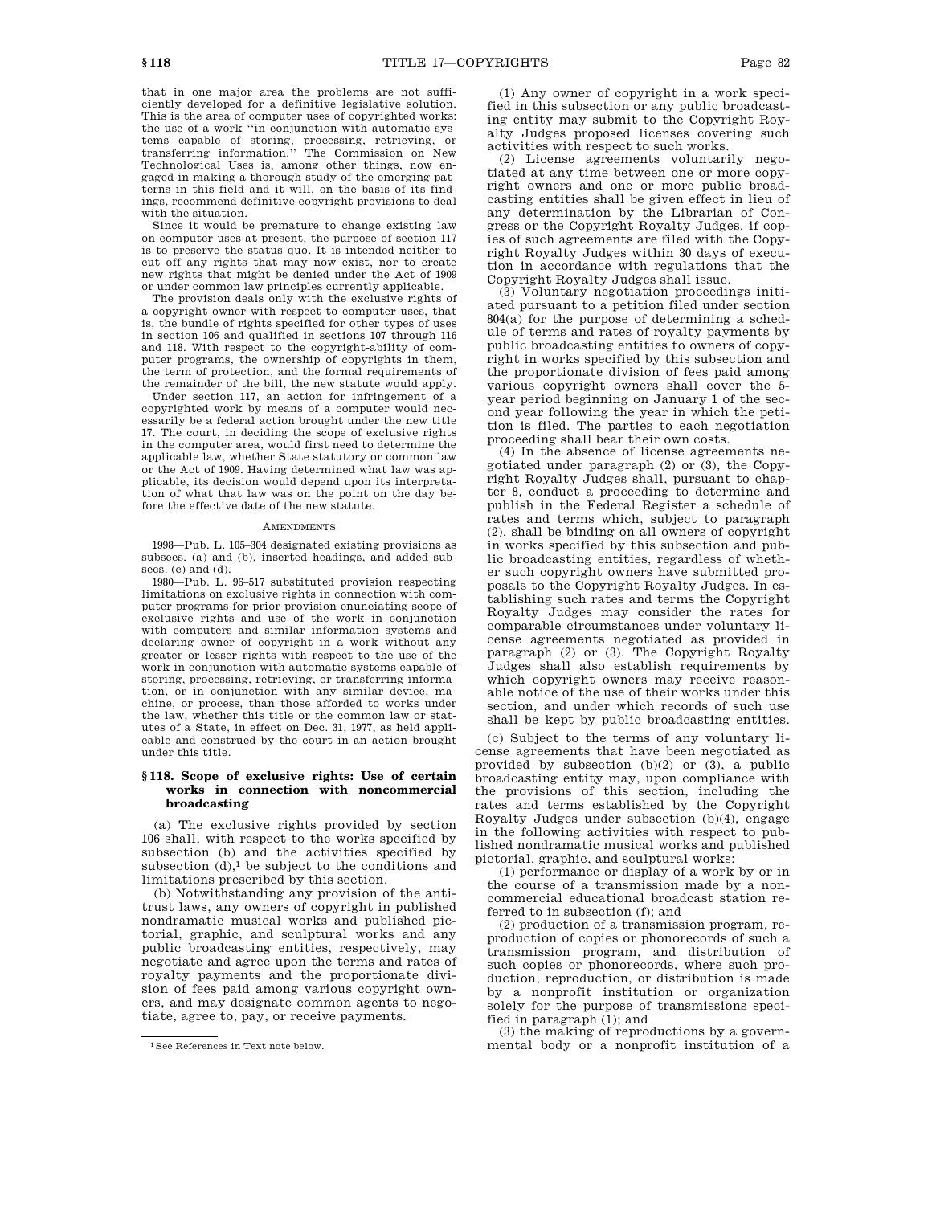that in one major area the problems are not sufficiently developed for a definitive legislative solution. This is the area of computer uses of copyrighted works: the use of a work "in conjunction with automatic systems capable of storing, processing, retrieving, or transferring information." The Commission on New Technological Uses is, among other things, now engaged in making a thorough study of the emerging patterns in this field and it will, on the basis of its findings, recommend definitive copyright provisions to deal with the situation.

Since it would be premature to change existing law on computer uses at present, the purpose of section 117 is to preserve the status quo. It is intended neither to cut off any rights that may now exist, nor to create new rights that might be denied under the Act of 1909 or under common law principles currently applicable.

The provision deals only with the exclusive rights of a copyright owner with respect to computer uses, that is, the bundle of rights specified for other types of uses in section 106 and qualified in sections 107 through 116 and 118. With respect to the copyright-ability of computer programs, the ownership of copyrights in them, the term of protection, and the formal requirements of the remainder of the bill, the new statute would apply.

Under section 117, an action for infringement of a copyrighted work by means of a computer would necessarily be a federal action brought under the new title 17. The court, in deciding the scope of exclusive rights in the computer area, would first need to determine the applicable law, whether State statutory or common law or the Act of 1909. Having determined what law was applicable, its decision would depend upon its interpretation of what that law was on the point on the day before the effective date of the new statute.

AMENDMENTS

1998—Pub. L. 105–304 designated existing provisions as subsecs. (a) and (b), inserted headings, and added subsecs. (c) and (d).

1980—Pub. L. 96–517 substituted provision respecting limitations on exclusive rights in connection with computer programs for prior provision enunciating scope of exclusive rights and use of the work in conjunction with computers and similar information systems and declaring owner of copyright in a work without any greater or lesser rights with respect to the use of the work in conjunction with automatic systems capable of storing, processing, retrieving, or transferring information, or in conjunction with any similar device, machine, or process, than those afforded to works under the law, whether this title or the common law or statutes of a State, in effect on Dec. 31, 1977, as held applicable and construed by the court in an action brought under this title.

## §118. Scope of exclusive rights: Use of certain works in connection with noncommercial broadcasting

(a) The exclusive rights provided by section 106 shall, with respect to the works specified by subsection (b) and the activities specified by subsection (d),[1] be subject to the conditions and limitations prescribed by this section.

(b) Notwithstanding any provision of the antitrust laws, any owners of copyright in published nondramatic musical works and published pictorial, graphic, and sculptural works and any public broadcasting entities, respectively, may negotiate and agree upon the terms and rates of royalty payments and the proportionate division of fees paid among various copyright owners, and may designate common agents to negotiate, agree to, pay, or receive payments.

(1) Any owner of copyright in a work specified in this subsection or any public broadcasting entity may submit to the Copyright Royalty Judges proposed licenses covering such activities with respect to such works.

(2) License agreements voluntarily negotiated at any time between one or more copyright owners and one or more public broadcasting entities shall be given effect in lieu of any determination by the Librarian of Congress or the Copyright Royalty Judges, if copies of such agreements are filed with the Copyright Royalty Judges within 30 days of execution in accordance with regulations that the Copyright Royalty Judges shall issue.

(3) Voluntary negotiation proceedings initiated pursuant to a petition filed under section 804(a) for the purpose of determining a schedule of terms and rates of royalty payments by public broadcasting entities to owners of copyright in works specified by this subsection and the proportionate division of fees paid among various copyright owners shall cover the 5-year period beginning on January 1 of the second year following the year in which the petition is filed. The parties to each negotiation proceeding shall bear their own costs.

(4) In the absence of license agreements negotiated under paragraph (2) or (3), the Copyright Royalty Judges shall, pursuant to chapter 8, conduct a proceeding to determine and publish in the Federal Register a schedule of rates and terms which, subject to paragraph (2), shall be binding on all owners of copyright in works specified by this subsection and public broadcasting entities, regardless of whether such copyright owners have submitted proposals to the Copyright Royalty Judges. In establishing such rates and terms the Copyright Royalty Judges may consider the rates for comparable circumstances under voluntary license agreements negotiated as provided in paragraph (2) or (3). The Copyright Royalty Judges shall also establish requirements by which copyright owners may receive reasonable notice of the use of their works under this section, and under which records of such use shall be kept by public broadcasting entities.

(c) Subject to the terms of any voluntary license agreements that have been negotiated as provided by subsection (b)(2) or (3), a public broadcasting entity may, upon compliance with the provisions of this section, including the rates and terms established by the Copyright Royalty Judges under subsection (b)(4), engage in the following activities with respect to published nondramatic musical works and published pictorial, graphic, and sculptural works:

(1) performance or display of a work by or in the course of a transmission made by a noncommercial educational broadcast station referred to in subsection (f); and

(2) production of a transmission program, reproduction of copies or phonorecords of such a transmission program, and distribution of such copies or phonorecords, where such production, reproduction, or distribution is made by a nonprofit institution or organization solely for the purpose of transmissions specified in paragraph (1); and

(3) the making of reproductions by a governmental body or a nonprofit institution of a

[1] See References in Text note below.